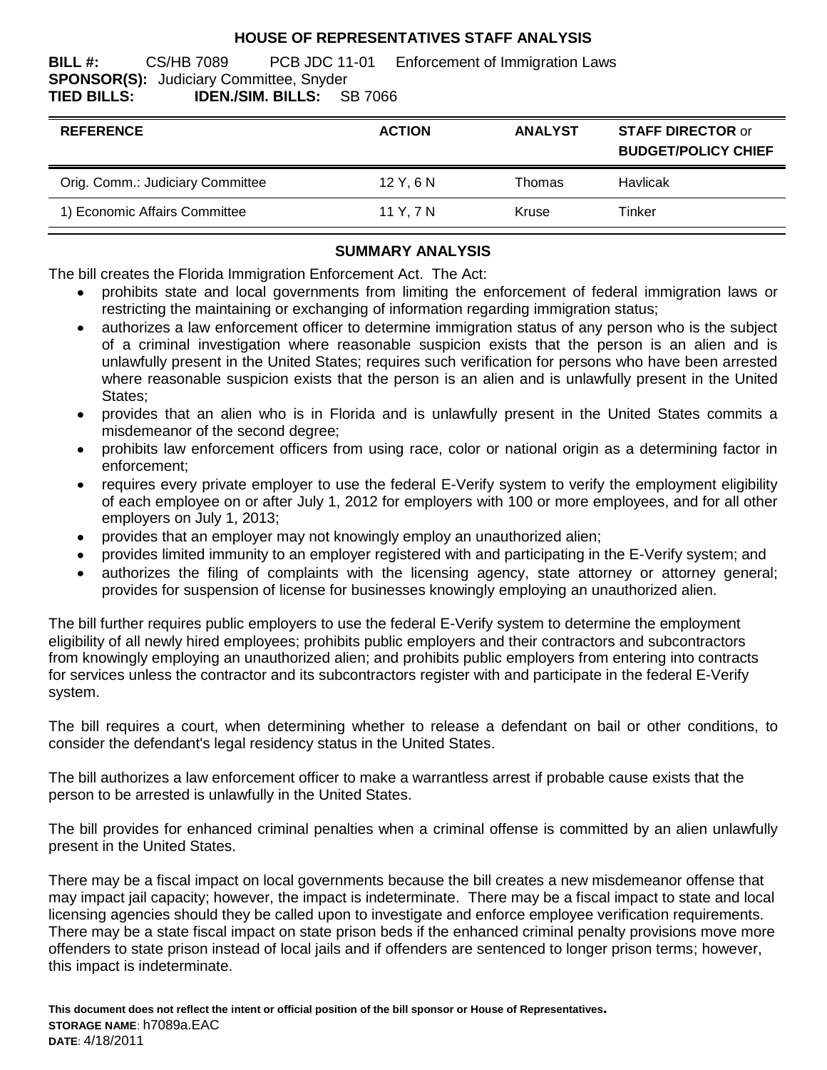# HOUSE OF REPRESENTATIVES STAFF ANALYSIS

**BILL #:** CS/HB 7089 PCB JDC 11-01 Enforcement of Immigration Laws
**SPONSOR(S):** Judiciary Committee, Snyder
**TIED BILLS:** **IDEN./SIM. BILLS:** SB 7066

| REFERENCE | ACTION | ANALYST | STAFF DIRECTOR or BUDGET/POLICY CHIEF |
|---|---|---|---|
| Orig. Comm.: Judiciary Committee | 12 Y, 6 N | Thomas | Havlicak |
| 1) Economic Affairs Committee | 11 Y, 7 N | Kruse | Tinker |

## SUMMARY ANALYSIS

The bill creates the Florida Immigration Enforcement Act. The Act:

- prohibits state and local governments from limiting the enforcement of federal immigration laws or restricting the maintaining or exchanging of information regarding immigration status;
- authorizes a law enforcement officer to determine immigration status of any person who is the subject of a criminal investigation where reasonable suspicion exists that the person is an alien and is unlawfully present in the United States; requires such verification for persons who have been arrested where reasonable suspicion exists that the person is an alien and is unlawfully present in the United States;
- provides that an alien who is in Florida and is unlawfully present in the United States commits a misdemeanor of the second degree;
- prohibits law enforcement officers from using race, color or national origin as a determining factor in enforcement;
- requires every private employer to use the federal E-Verify system to verify the employment eligibility of each employee on or after July 1, 2012 for employers with 100 or more employees, and for all other employers on July 1, 2013;
- provides that an employer may not knowingly employ an unauthorized alien;
- provides limited immunity to an employer registered with and participating in the E-Verify system; and
- authorizes the filing of complaints with the licensing agency, state attorney or attorney general; provides for suspension of license for businesses knowingly employing an unauthorized alien.

The bill further requires public employers to use the federal E-Verify system to determine the employment eligibility of all newly hired employees; prohibits public employers and their contractors and subcontractors from knowingly employing an unauthorized alien; and prohibits public employers from entering into contracts for services unless the contractor and its subcontractors register with and participate in the federal E-Verify system.

The bill requires a court, when determining whether to release a defendant on bail or other conditions, to consider the defendant's legal residency status in the United States.

The bill authorizes a law enforcement officer to make a warrantless arrest if probable cause exists that the person to be arrested is unlawfully in the United States.

The bill provides for enhanced criminal penalties when a criminal offense is committed by an alien unlawfully present in the United States.

There may be a fiscal impact on local governments because the bill creates a new misdemeanor offense that may impact jail capacity; however, the impact is indeterminate. There may be a fiscal impact to state and local licensing agencies should they be called upon to investigate and enforce employee verification requirements. There may be a state fiscal impact on state prison beds if the enhanced criminal penalty provisions move more offenders to state prison instead of local jails and if offenders are sentenced to longer prison terms; however, this impact is indeterminate.

**This document does not reflect the intent or official position of the bill sponsor or House of Representatives.**
**STORAGE NAME**: h7089a.EAC
**DATE**: 4/18/2011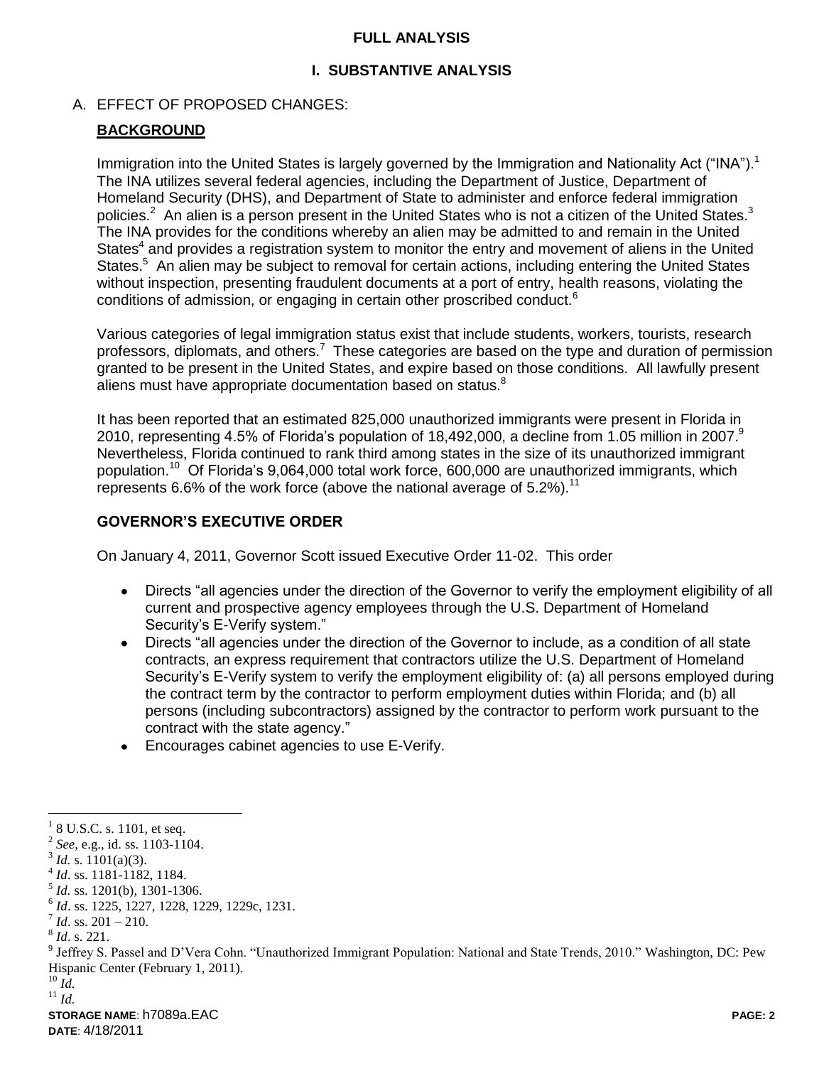# FULL ANALYSIS

## I. SUBSTANTIVE ANALYSIS

### A. EFFECT OF PROPOSED CHANGES:

**BACKGROUND**

Immigration into the United States is largely governed by the Immigration and Nationality Act ("INA").[1] The INA utilizes several federal agencies, including the Department of Justice, Department of Homeland Security (DHS), and Department of State to administer and enforce federal immigration policies.[2] An alien is a person present in the United States who is not a citizen of the United States.[3] The INA provides for the conditions whereby an alien may be admitted to and remain in the United States[4] and provides a registration system to monitor the entry and movement of aliens in the United States.[5] An alien may be subject to removal for certain actions, including entering the United States without inspection, presenting fraudulent documents at a port of entry, health reasons, violating the conditions of admission, or engaging in certain other proscribed conduct.[6]

Various categories of legal immigration status exist that include students, workers, tourists, research professors, diplomats, and others.[7] These categories are based on the type and duration of permission granted to be present in the United States, and expire based on those conditions. All lawfully present aliens must have appropriate documentation based on status.[8]

It has been reported that an estimated 825,000 unauthorized immigrants were present in Florida in 2010, representing 4.5% of Florida's population of 18,492,000, a decline from 1.05 million in 2007.[9] Nevertheless, Florida continued to rank third among states in the size of its unauthorized immigrant population.[10] Of Florida's 9,064,000 total work force, 600,000 are unauthorized immigrants, which represents 6.6% of the work force (above the national average of 5.2%).[11]

**GOVERNOR'S EXECUTIVE ORDER**

On January 4, 2011, Governor Scott issued Executive Order 11-02. This order

- Directs "all agencies under the direction of the Governor to verify the employment eligibility of all current and prospective agency employees through the U.S. Department of Homeland Security's E-Verify system."
- Directs "all agencies under the direction of the Governor to include, as a condition of all state contracts, an express requirement that contractors utilize the U.S. Department of Homeland Security's E-Verify system to verify the employment eligibility of: (a) all persons employed during the contract term by the contractor to perform employment duties within Florida; and (b) all persons (including subcontractors) assigned by the contractor to perform work pursuant to the contract with the state agency."
- Encourages cabinet agencies to use E-Verify.

---

[1] 8 U.S.C. s. 1101, et seq.
[2] *See*, e.g., id. ss. 1103-1104.
[3] *Id.* s. 1101(a)(3).
[4] *Id*. ss. 1181-1182, 1184.
[5] *Id.* ss. 1201(b), 1301-1306.
[6] *Id*. ss. 1225, 1227, 1228, 1229, 1229c, 1231.
[7] *Id*. ss. 201 – 210.
[8] *Id*. s. 221.
[9] Jeffrey S. Passel and D'Vera Cohn. "Unauthorized Immigrant Population: National and State Trends, 2010." Washington, DC: Pew Hispanic Center (February 1, 2011).
[10] *Id.*
[11] *Id.*

**STORAGE NAME**: h7089a.EAC
**DATE**: 4/18/2011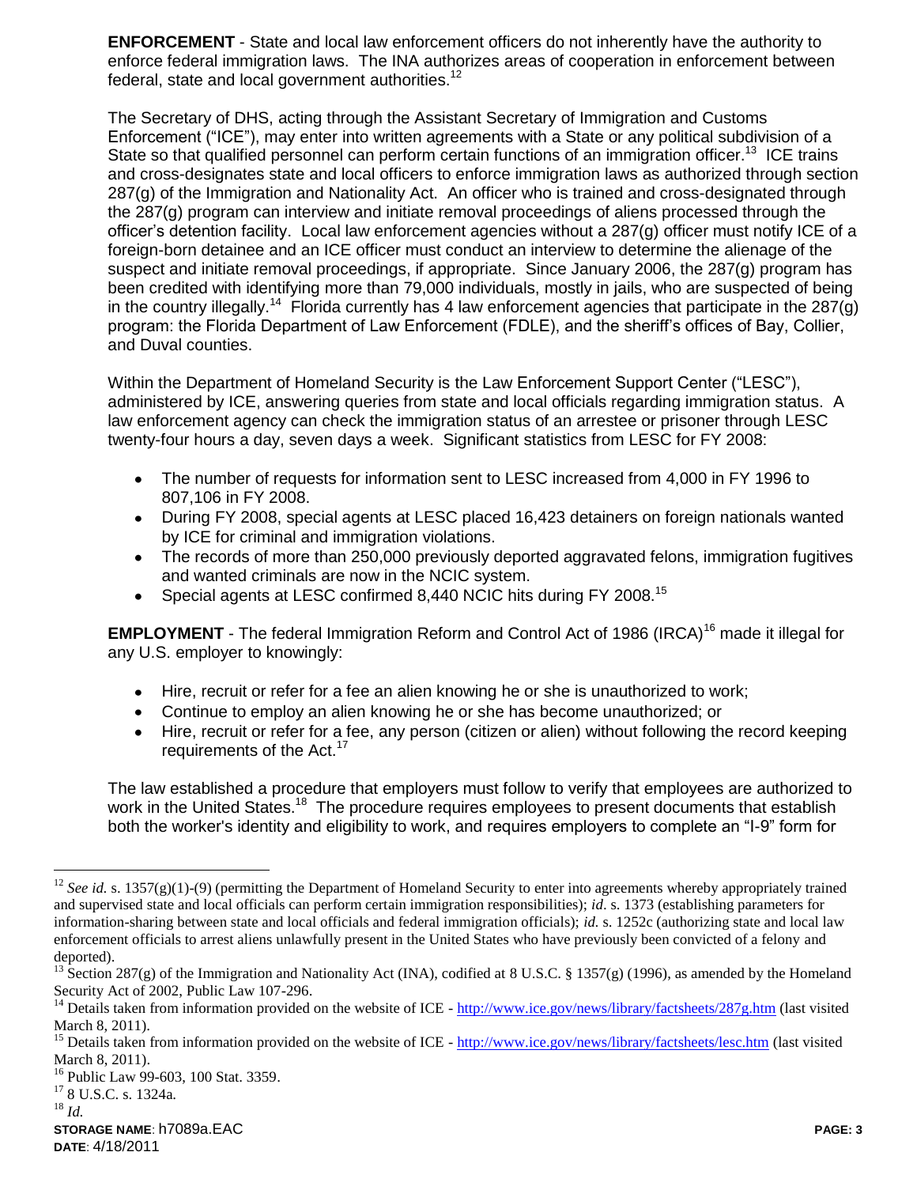**ENFORCEMENT** - State and local law enforcement officers do not inherently have the authority to enforce federal immigration laws. The INA authorizes areas of cooperation in enforcement between federal, state and local government authorities.[12]

The Secretary of DHS, acting through the Assistant Secretary of Immigration and Customs Enforcement ("ICE"), may enter into written agreements with a State or any political subdivision of a State so that qualified personnel can perform certain functions of an immigration officer.[13] ICE trains and cross-designates state and local officers to enforce immigration laws as authorized through section 287(g) of the Immigration and Nationality Act. An officer who is trained and cross-designated through the 287(g) program can interview and initiate removal proceedings of aliens processed through the officer's detention facility. Local law enforcement agencies without a 287(g) officer must notify ICE of a foreign-born detainee and an ICE officer must conduct an interview to determine the alienage of the suspect and initiate removal proceedings, if appropriate. Since January 2006, the 287(g) program has been credited with identifying more than 79,000 individuals, mostly in jails, who are suspected of being in the country illegally.[14] Florida currently has 4 law enforcement agencies that participate in the 287(g) program: the Florida Department of Law Enforcement (FDLE), and the sheriff's offices of Bay, Collier, and Duval counties.

Within the Department of Homeland Security is the Law Enforcement Support Center ("LESC"), administered by ICE, answering queries from state and local officials regarding immigration status. A law enforcement agency can check the immigration status of an arrestee or prisoner through LESC twenty-four hours a day, seven days a week. Significant statistics from LESC for FY 2008:

- The number of requests for information sent to LESC increased from 4,000 in FY 1996 to 807,106 in FY 2008.
- During FY 2008, special agents at LESC placed 16,423 detainers on foreign nationals wanted by ICE for criminal and immigration violations.
- The records of more than 250,000 previously deported aggravated felons, immigration fugitives and wanted criminals are now in the NCIC system.
- Special agents at LESC confirmed 8,440 NCIC hits during FY 2008.[15]

**EMPLOYMENT** - The federal Immigration Reform and Control Act of 1986 (IRCA)[16] made it illegal for any U.S. employer to knowingly:

- Hire, recruit or refer for a fee an alien knowing he or she is unauthorized to work;
- Continue to employ an alien knowing he or she has become unauthorized; or
- Hire, recruit or refer for a fee, any person (citizen or alien) without following the record keeping requirements of the Act.[17]

The law established a procedure that employers must follow to verify that employees are authorized to work in the United States.[18] The procedure requires employees to present documents that establish both the worker's identity and eligibility to work, and requires employers to complete an "I-9" form for

---

[12] *See id.* s. 1357(g)(1)-(9) (permitting the Department of Homeland Security to enter into agreements whereby appropriately trained and supervised state and local officials can perform certain immigration responsibilities); *id*. s. 1373 (establishing parameters for information-sharing between state and local officials and federal immigration officials); *id.* s. 1252c (authorizing state and local law enforcement officials to arrest aliens unlawfully present in the United States who have previously been convicted of a felony and deported).

[13] Section 287(g) of the Immigration and Nationality Act (INA), codified at 8 U.S.C. § 1357(g) (1996), as amended by the Homeland Security Act of 2002, Public Law 107-296.

[14] Details taken from information provided on the website of ICE - http://www.ice.gov/news/library/factsheets/287g.htm (last visited March 8, 2011).

[15] Details taken from information provided on the website of ICE - http://www.ice.gov/news/library/factsheets/lesc.htm (last visited March 8, 2011).

[16] Public Law 99-603, 100 Stat. 3359.

[17] 8 U.S.C. s. 1324a.

[18] *Id.*

**STORAGE NAME**: h7089a.EAC
**DATE**: 4/18/2011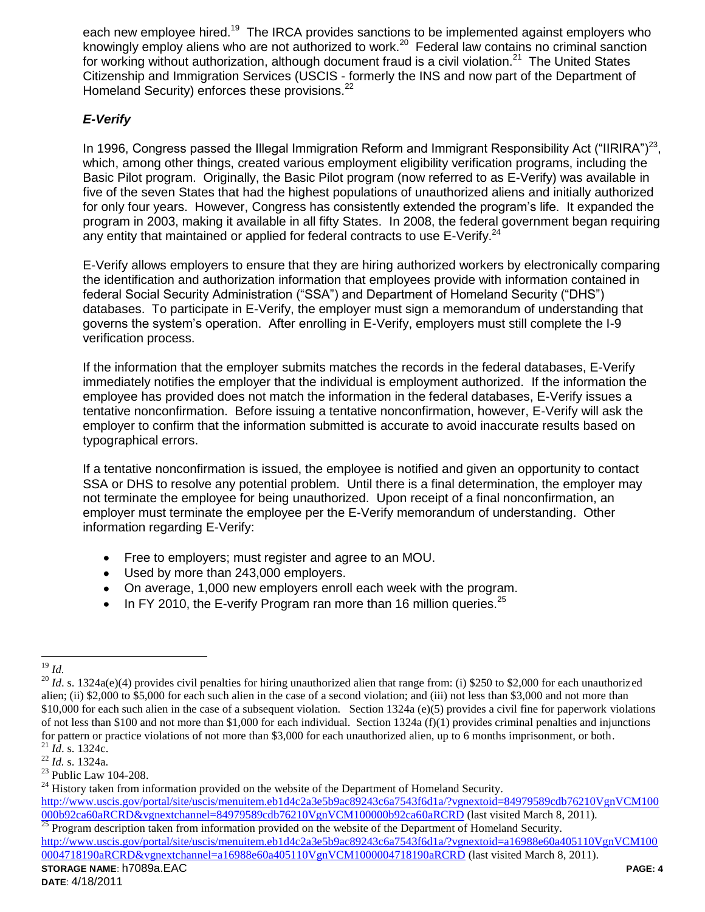each new employee hired.[19] The IRCA provides sanctions to be implemented against employers who knowingly employ aliens who are not authorized to work.[20] Federal law contains no criminal sanction for working without authorization, although document fraud is a civil violation.[21] The United States Citizenship and Immigration Services (USCIS - formerly the INS and now part of the Department of Homeland Security) enforces these provisions.[22]

***E-Verify***

In 1996, Congress passed the Illegal Immigration Reform and Immigrant Responsibility Act ("IIRIRA")[23], which, among other things, created various employment eligibility verification programs, including the Basic Pilot program. Originally, the Basic Pilot program (now referred to as E-Verify) was available in five of the seven States that had the highest populations of unauthorized aliens and initially authorized for only four years. However, Congress has consistently extended the program's life. It expanded the program in 2003, making it available in all fifty States. In 2008, the federal government began requiring any entity that maintained or applied for federal contracts to use E-Verify.[24]

E-Verify allows employers to ensure that they are hiring authorized workers by electronically comparing the identification and authorization information that employees provide with information contained in federal Social Security Administration ("SSA") and Department of Homeland Security ("DHS") databases. To participate in E-Verify, the employer must sign a memorandum of understanding that governs the system's operation. After enrolling in E-Verify, employers must still complete the I-9 verification process.

If the information that the employer submits matches the records in the federal databases, E-Verify immediately notifies the employer that the individual is employment authorized. If the information the employee has provided does not match the information in the federal databases, E-Verify issues a tentative nonconfirmation. Before issuing a tentative nonconfirmation, however, E-Verify will ask the employer to confirm that the information submitted is accurate to avoid inaccurate results based on typographical errors.

If a tentative nonconfirmation is issued, the employee is notified and given an opportunity to contact SSA or DHS to resolve any potential problem. Until there is a final determination, the employer may not terminate the employee for being unauthorized. Upon receipt of a final nonconfirmation, an employer must terminate the employee per the E-Verify memorandum of understanding. Other information regarding E-Verify:

- Free to employers; must register and agree to an MOU.
- Used by more than 243,000 employers.
- On average, 1,000 new employers enroll each week with the program.
- In FY 2010, the E-verify Program ran more than 16 million queries.[25]

---

[19] *Id.*

[20] *Id*. s. 1324a(e)(4) provides civil penalties for hiring unauthorized alien that range from: (i) $250 to $2,000 for each unauthorized alien; (ii) $2,000 to $5,000 for each such alien in the case of a second violation; and (iii) not less than $3,000 and not more than $10,000 for each such alien in the case of a subsequent violation. Section 1324a (e)(5) provides a civil fine for paperwork violations of not less than $100 and not more than $1,000 for each individual. Section 1324a (f)(1) provides criminal penalties and injunctions for pattern or practice violations of not more than $3,000 for each unauthorized alien, up to 6 months imprisonment, or both.

[21] *Id*. s. 1324c.

[22] *Id.* s. 1324a.

[23] Public Law 104-208.

[24] History taken from information provided on the website of the Department of Homeland Security. http://www.uscis.gov/portal/site/uscis/menuitem.eb1d4c2a3e5b9ac89243c6a7543f6d1a/?vgnextoid=84979589cdb76210VgnVCM100000b92ca60aRCRD&vgnextchannel=84979589cdb76210VgnVCM100000b92ca60aRCRD (last visited March 8, 2011).

[25] Program description taken from information provided on the website of the Department of Homeland Security. http://www.uscis.gov/portal/site/uscis/menuitem.eb1d4c2a3e5b9ac89243c6a7543f6d1a/?vgnextoid=a16988e60a405110VgnVCM1000004718190aRCRD&vgnextchannel=a16988e60a405110VgnVCM1000004718190aRCRD (last visited March 8, 2011).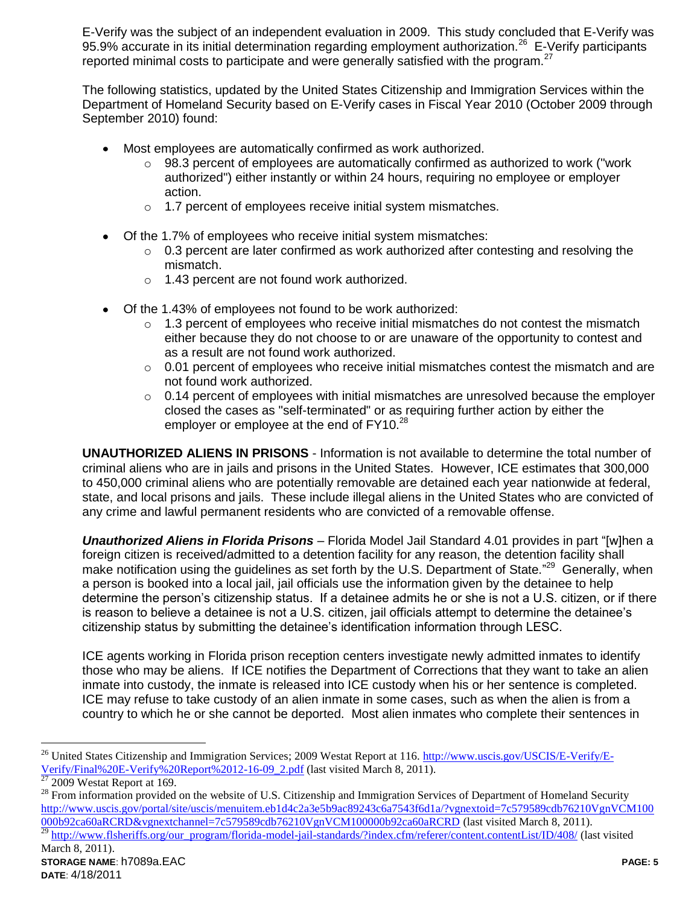E-Verify was the subject of an independent evaluation in 2009. This study concluded that E-Verify was 95.9% accurate in its initial determination regarding employment authorization.[26] E-Verify participants reported minimal costs to participate and were generally satisfied with the program.[27]

The following statistics, updated by the United States Citizenship and Immigration Services within the Department of Homeland Security based on E-Verify cases in Fiscal Year 2010 (October 2009 through September 2010) found:

- Most employees are automatically confirmed as work authorized.
  - 98.3 percent of employees are automatically confirmed as authorized to work ("work authorized") either instantly or within 24 hours, requiring no employee or employer action.
  - 1.7 percent of employees receive initial system mismatches.
- Of the 1.7% of employees who receive initial system mismatches:
  - 0.3 percent are later confirmed as work authorized after contesting and resolving the mismatch.
  - 1.43 percent are not found work authorized.
- Of the 1.43% of employees not found to be work authorized:
  - 1.3 percent of employees who receive initial mismatches do not contest the mismatch either because they do not choose to or are unaware of the opportunity to contest and as a result are not found work authorized.
  - 0.01 percent of employees who receive initial mismatches contest the mismatch and are not found work authorized.
  - 0.14 percent of employees with initial mismatches are unresolved because the employer closed the cases as "self-terminated" or as requiring further action by either the employer or employee at the end of FY10.[28]

**UNAUTHORIZED ALIENS IN PRISONS** - Information is not available to determine the total number of criminal aliens who are in jails and prisons in the United States. However, ICE estimates that 300,000 to 450,000 criminal aliens who are potentially removable are detained each year nationwide at federal, state, and local prisons and jails. These include illegal aliens in the United States who are convicted of any crime and lawful permanent residents who are convicted of a removable offense.

***Unauthorized Aliens in Florida Prisons*** – Florida Model Jail Standard 4.01 provides in part "[w]hen a foreign citizen is received/admitted to a detention facility for any reason, the detention facility shall make notification using the guidelines as set forth by the U.S. Department of State."[29] Generally, when a person is booked into a local jail, jail officials use the information given by the detainee to help determine the person's citizenship status. If a detainee admits he or she is not a U.S. citizen, or if there is reason to believe a detainee is not a U.S. citizen, jail officials attempt to determine the detainee's citizenship status by submitting the detainee's identification information through LESC.

ICE agents working in Florida prison reception centers investigate newly admitted inmates to identify those who may be aliens. If ICE notifies the Department of Corrections that they want to take an alien inmate into custody, the inmate is released into ICE custody when his or her sentence is completed. ICE may refuse to take custody of an alien inmate in some cases, such as when the alien is from a country to which he or she cannot be deported. Most alien inmates who complete their sentences in

---

[26] United States Citizenship and Immigration Services; 2009 Westat Report at 116. http://www.uscis.gov/USCIS/E-Verify/E-Verify/Final%20E-Verify%20Report%2012-16-09_2.pdf (last visited March 8, 2011).

[27] 2009 Westat Report at 169.

[28] From information provided on the website of U.S. Citizenship and Immigration Services of Department of Homeland Security http://www.uscis.gov/portal/site/uscis/menuitem.eb1d4c2a3e5b9ac89243c6a7543f6d1a/?vgnextoid=7c579589cdb76210VgnVCM100000b92ca60aRCRD&vgnextchannel=7c579589cdb76210VgnVCM100000b92ca60aRCRD (last visited March 8, 2011).

[29] http://www.flsheriffs.org/our_program/florida-model-jail-standards/?index.cfm/referer/content.contentList/ID/408/ (last visited March 8, 2011).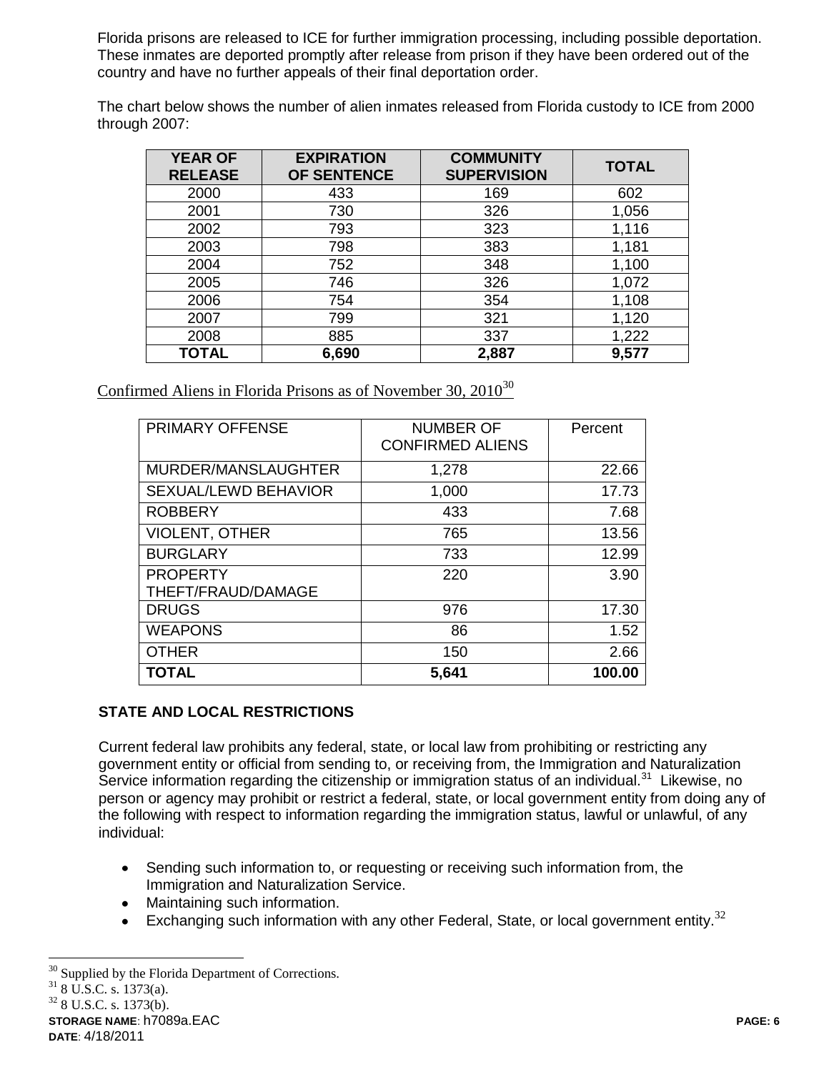Florida prisons are released to ICE for further immigration processing, including possible deportation. These inmates are deported promptly after release from prison if they have been ordered out of the country and have no further appeals of their final deportation order.

The chart below shows the number of alien inmates released from Florida custody to ICE from 2000 through 2007:

| YEAR OF RELEASE | EXPIRATION OF SENTENCE | COMMUNITY SUPERVISION | TOTAL |
|---|---|---|---|
| 2000 | 433 | 169 | 602 |
| 2001 | 730 | 326 | 1,056 |
| 2002 | 793 | 323 | 1,116 |
| 2003 | 798 | 383 | 1,181 |
| 2004 | 752 | 348 | 1,100 |
| 2005 | 746 | 326 | 1,072 |
| 2006 | 754 | 354 | 1,108 |
| 2007 | 799 | 321 | 1,120 |
| 2008 | 885 | 337 | 1,222 |
| **TOTAL** | **6,690** | **2,887** | **9,577** |

Confirmed Aliens in Florida Prisons as of November 30, 2010[30]

| PRIMARY OFFENSE | NUMBER OF CONFIRMED ALIENS | Percent |
|---|---|---|
| MURDER/MANSLAUGHTER | 1,278 | 22.66 |
| SEXUAL/LEWD BEHAVIOR | 1,000 | 17.73 |
| ROBBERY | 433 | 7.68 |
| VIOLENT, OTHER | 765 | 13.56 |
| BURGLARY | 733 | 12.99 |
| PROPERTY THEFT/FRAUD/DAMAGE | 220 | 3.90 |
| DRUGS | 976 | 17.30 |
| WEAPONS | 86 | 1.52 |
| OTHER | 150 | 2.66 |
| **TOTAL** | **5,641** | **100.00** |

### STATE AND LOCAL RESTRICTIONS

Current federal law prohibits any federal, state, or local law from prohibiting or restricting any government entity or official from sending to, or receiving from, the Immigration and Naturalization Service information regarding the citizenship or immigration status of an individual.[31] Likewise, no person or agency may prohibit or restrict a federal, state, or local government entity from doing any of the following with respect to information regarding the immigration status, lawful or unlawful, of any individual:

- Sending such information to, or requesting or receiving such information from, the Immigration and Naturalization Service.
- Maintaining such information.
- Exchanging such information with any other Federal, State, or local government entity.[32]

[30] Supplied by the Florida Department of Corrections.
[31] 8 U.S.C. s. 1373(a).
[32] 8 U.S.C. s. 1373(b).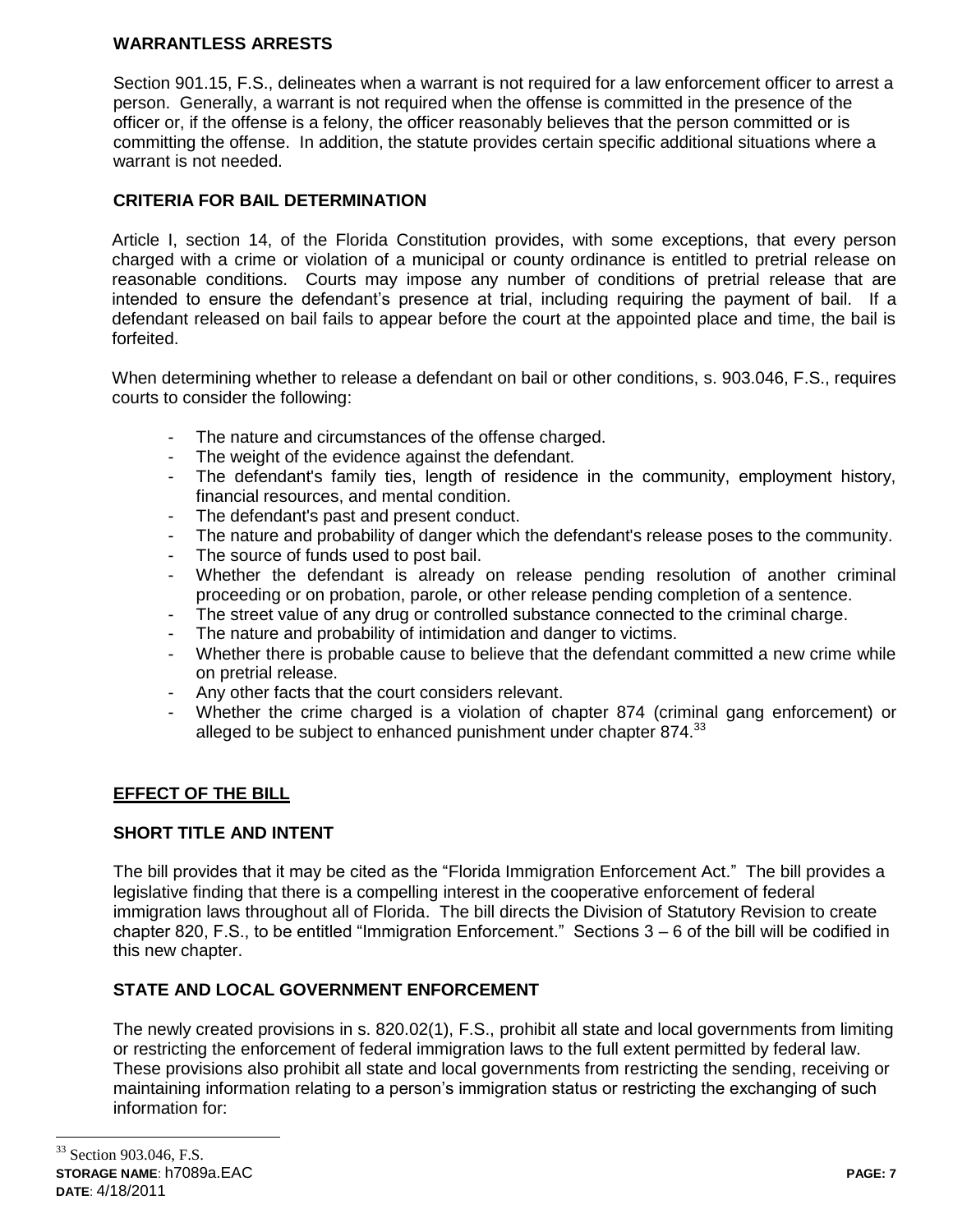### WARRANTLESS ARRESTS

Section 901.15, F.S., delineates when a warrant is not required for a law enforcement officer to arrest a person. Generally, a warrant is not required when the offense is committed in the presence of the officer or, if the offense is a felony, the officer reasonably believes that the person committed or is committing the offense. In addition, the statute provides certain specific additional situations where a warrant is not needed.

### CRITERIA FOR BAIL DETERMINATION

Article I, section 14, of the Florida Constitution provides, with some exceptions, that every person charged with a crime or violation of a municipal or county ordinance is entitled to pretrial release on reasonable conditions. Courts may impose any number of conditions of pretrial release that are intended to ensure the defendant's presence at trial, including requiring the payment of bail. If a defendant released on bail fails to appear before the court at the appointed place and time, the bail is forfeited.

When determining whether to release a defendant on bail or other conditions, s. 903.046, F.S., requires courts to consider the following:

- The nature and circumstances of the offense charged.
- The weight of the evidence against the defendant.
- The defendant's family ties, length of residence in the community, employment history, financial resources, and mental condition.
- The defendant's past and present conduct.
- The nature and probability of danger which the defendant's release poses to the community.
- The source of funds used to post bail.
- Whether the defendant is already on release pending resolution of another criminal proceeding or on probation, parole, or other release pending completion of a sentence.
- The street value of any drug or controlled substance connected to the criminal charge.
- The nature and probability of intimidation and danger to victims.
- Whether there is probable cause to believe that the defendant committed a new crime while on pretrial release.
- Any other facts that the court considers relevant.
- Whether the crime charged is a violation of chapter 874 (criminal gang enforcement) or alleged to be subject to enhanced punishment under chapter 874.[33]

## EFFECT OF THE BILL

### SHORT TITLE AND INTENT

The bill provides that it may be cited as the "Florida Immigration Enforcement Act." The bill provides a legislative finding that there is a compelling interest in the cooperative enforcement of federal immigration laws throughout all of Florida. The bill directs the Division of Statutory Revision to create chapter 820, F.S., to be entitled "Immigration Enforcement." Sections 3 – 6 of the bill will be codified in this new chapter.

### STATE AND LOCAL GOVERNMENT ENFORCEMENT

The newly created provisions in s. 820.02(1), F.S., prohibit all state and local governments from limiting or restricting the enforcement of federal immigration laws to the full extent permitted by federal law. These provisions also prohibit all state and local governments from restricting the sending, receiving or maintaining information relating to a person's immigration status or restricting the exchanging of such information for:

[33] Section 903.046, F.S.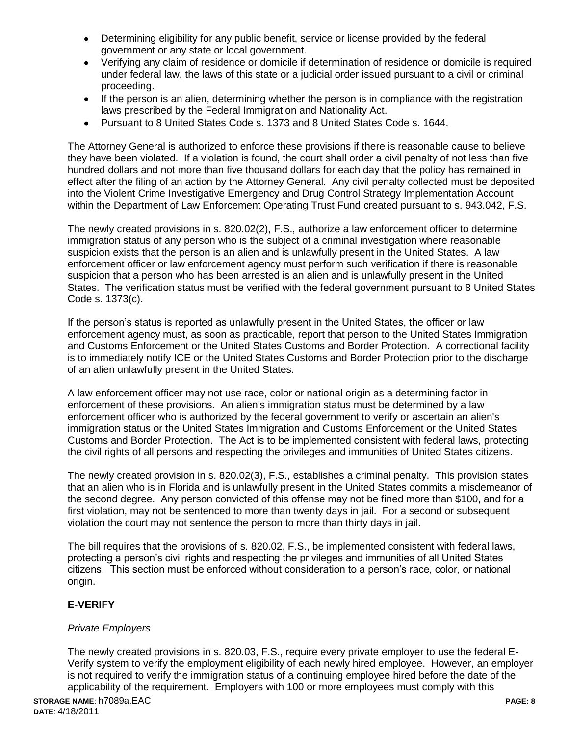- Determining eligibility for any public benefit, service or license provided by the federal government or any state or local government.
- Verifying any claim of residence or domicile if determination of residence or domicile is required under federal law, the laws of this state or a judicial order issued pursuant to a civil or criminal proceeding.
- If the person is an alien, determining whether the person is in compliance with the registration laws prescribed by the Federal Immigration and Nationality Act.
- Pursuant to 8 United States Code s. 1373 and 8 United States Code s. 1644.

The Attorney General is authorized to enforce these provisions if there is reasonable cause to believe they have been violated. If a violation is found, the court shall order a civil penalty of not less than five hundred dollars and not more than five thousand dollars for each day that the policy has remained in effect after the filing of an action by the Attorney General. Any civil penalty collected must be deposited into the Violent Crime Investigative Emergency and Drug Control Strategy Implementation Account within the Department of Law Enforcement Operating Trust Fund created pursuant to s. 943.042, F.S.

The newly created provisions in s. 820.02(2), F.S., authorize a law enforcement officer to determine immigration status of any person who is the subject of a criminal investigation where reasonable suspicion exists that the person is an alien and is unlawfully present in the United States. A law enforcement officer or law enforcement agency must perform such verification if there is reasonable suspicion that a person who has been arrested is an alien and is unlawfully present in the United States. The verification status must be verified with the federal government pursuant to 8 United States Code s. 1373(c).

If the person's status is reported as unlawfully present in the United States, the officer or law enforcement agency must, as soon as practicable, report that person to the United States Immigration and Customs Enforcement or the United States Customs and Border Protection. A correctional facility is to immediately notify ICE or the United States Customs and Border Protection prior to the discharge of an alien unlawfully present in the United States.

A law enforcement officer may not use race, color or national origin as a determining factor in enforcement of these provisions. An alien's immigration status must be determined by a law enforcement officer who is authorized by the federal government to verify or ascertain an alien's immigration status or the United States Immigration and Customs Enforcement or the United States Customs and Border Protection. The Act is to be implemented consistent with federal laws, protecting the civil rights of all persons and respecting the privileges and immunities of United States citizens.

The newly created provision in s. 820.02(3), F.S., establishes a criminal penalty. This provision states that an alien who is in Florida and is unlawfully present in the United States commits a misdemeanor of the second degree. Any person convicted of this offense may not be fined more than $100, and for a first violation, may not be sentenced to more than twenty days in jail. For a second or subsequent violation the court may not sentence the person to more than thirty days in jail.

The bill requires that the provisions of s. 820.02, F.S., be implemented consistent with federal laws, protecting a person's civil rights and respecting the privileges and immunities of all United States citizens. This section must be enforced without consideration to a person's race, color, or national origin.

**E-VERIFY**

*Private Employers*

The newly created provisions in s. 820.03, F.S., require every private employer to use the federal E-Verify system to verify the employment eligibility of each newly hired employee. However, an employer is not required to verify the immigration status of a continuing employee hired before the date of the applicability of the requirement. Employers with 100 or more employees must comply with this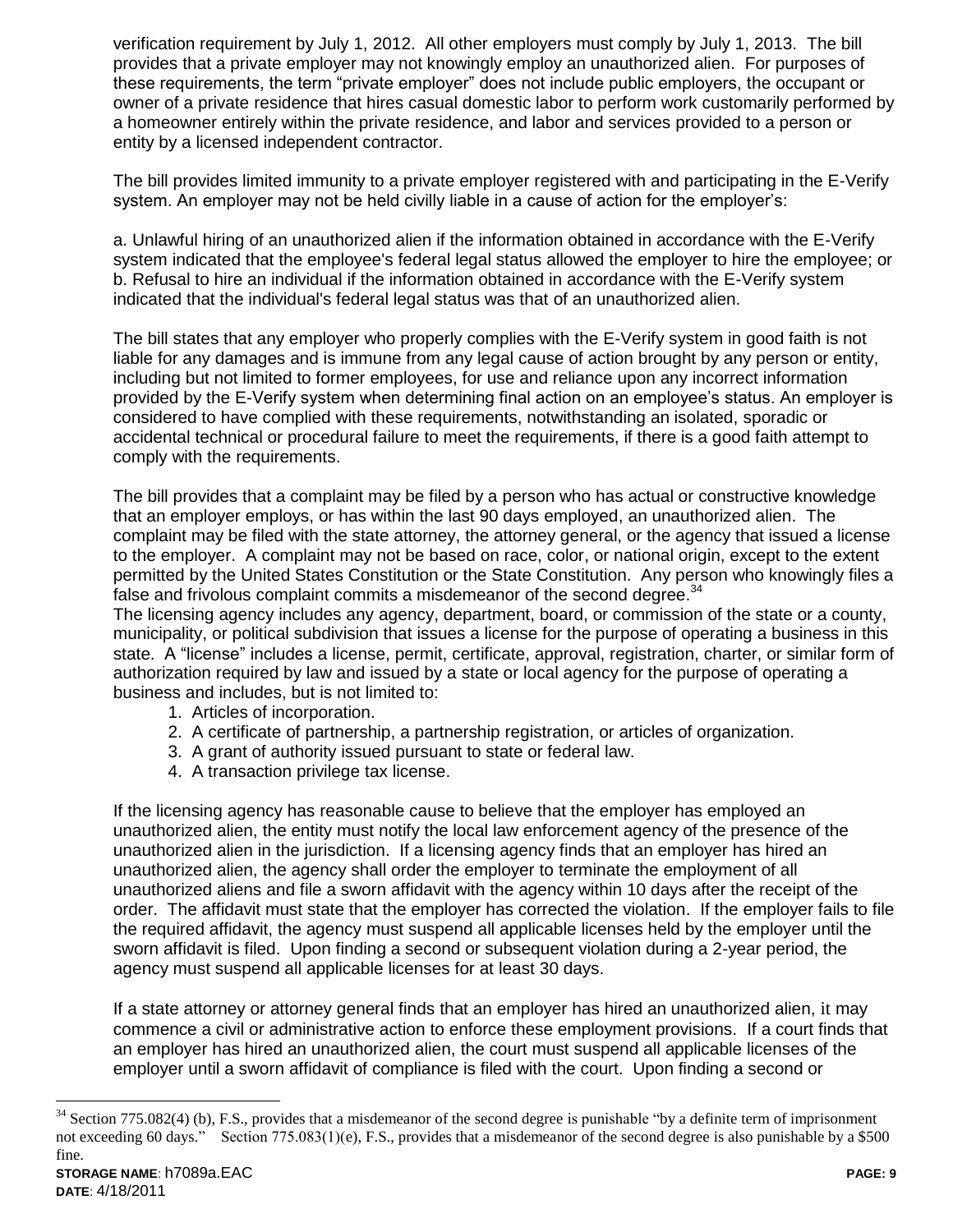verification requirement by July 1, 2012. All other employers must comply by July 1, 2013. The bill provides that a private employer may not knowingly employ an unauthorized alien. For purposes of these requirements, the term "private employer" does not include public employers, the occupant or owner of a private residence that hires casual domestic labor to perform work customarily performed by a homeowner entirely within the private residence, and labor and services provided to a person or entity by a licensed independent contractor.

The bill provides limited immunity to a private employer registered with and participating in the E-Verify system. An employer may not be held civilly liable in a cause of action for the employer's:

a. Unlawful hiring of an unauthorized alien if the information obtained in accordance with the E-Verify system indicated that the employee's federal legal status allowed the employer to hire the employee; or
b. Refusal to hire an individual if the information obtained in accordance with the E-Verify system indicated that the individual's federal legal status was that of an unauthorized alien.

The bill states that any employer who properly complies with the E-Verify system in good faith is not liable for any damages and is immune from any legal cause of action brought by any person or entity, including but not limited to former employees, for use and reliance upon any incorrect information provided by the E-Verify system when determining final action on an employee's status. An employer is considered to have complied with these requirements, notwithstanding an isolated, sporadic or accidental technical or procedural failure to meet the requirements, if there is a good faith attempt to comply with the requirements.

The bill provides that a complaint may be filed by a person who has actual or constructive knowledge that an employer employs, or has within the last 90 days employed, an unauthorized alien. The complaint may be filed with the state attorney, the attorney general, or the agency that issued a license to the employer. A complaint may not be based on race, color, or national origin, except to the extent permitted by the United States Constitution or the State Constitution. Any person who knowingly files a false and frivolous complaint commits a misdemeanor of the second degree.[34]

The licensing agency includes any agency, department, board, or commission of the state or a county, municipality, or political subdivision that issues a license for the purpose of operating a business in this state. A "license" includes a license, permit, certificate, approval, registration, charter, or similar form of authorization required by law and issued by a state or local agency for the purpose of operating a business and includes, but is not limited to:

1. Articles of incorporation.
2. A certificate of partnership, a partnership registration, or articles of organization.
3. A grant of authority issued pursuant to state or federal law.
4. A transaction privilege tax license.

If the licensing agency has reasonable cause to believe that the employer has employed an unauthorized alien, the entity must notify the local law enforcement agency of the presence of the unauthorized alien in the jurisdiction. If a licensing agency finds that an employer has hired an unauthorized alien, the agency shall order the employer to terminate the employment of all unauthorized aliens and file a sworn affidavit with the agency within 10 days after the receipt of the order. The affidavit must state that the employer has corrected the violation. If the employer fails to file the required affidavit, the agency must suspend all applicable licenses held by the employer until the sworn affidavit is filed. Upon finding a second or subsequent violation during a 2-year period, the agency must suspend all applicable licenses for at least 30 days.

If a state attorney or attorney general finds that an employer has hired an unauthorized alien, it may commence a civil or administrative action to enforce these employment provisions. If a court finds that an employer has hired an unauthorized alien, the court must suspend all applicable licenses of the employer until a sworn affidavit of compliance is filed with the court. Upon finding a second or

[34] Section 775.082(4) (b), F.S., provides that a misdemeanor of the second degree is punishable "by a definite term of imprisonment not exceeding 60 days." Section 775.083(1)(e), F.S., provides that a misdemeanor of the second degree is also punishable by a $500 fine.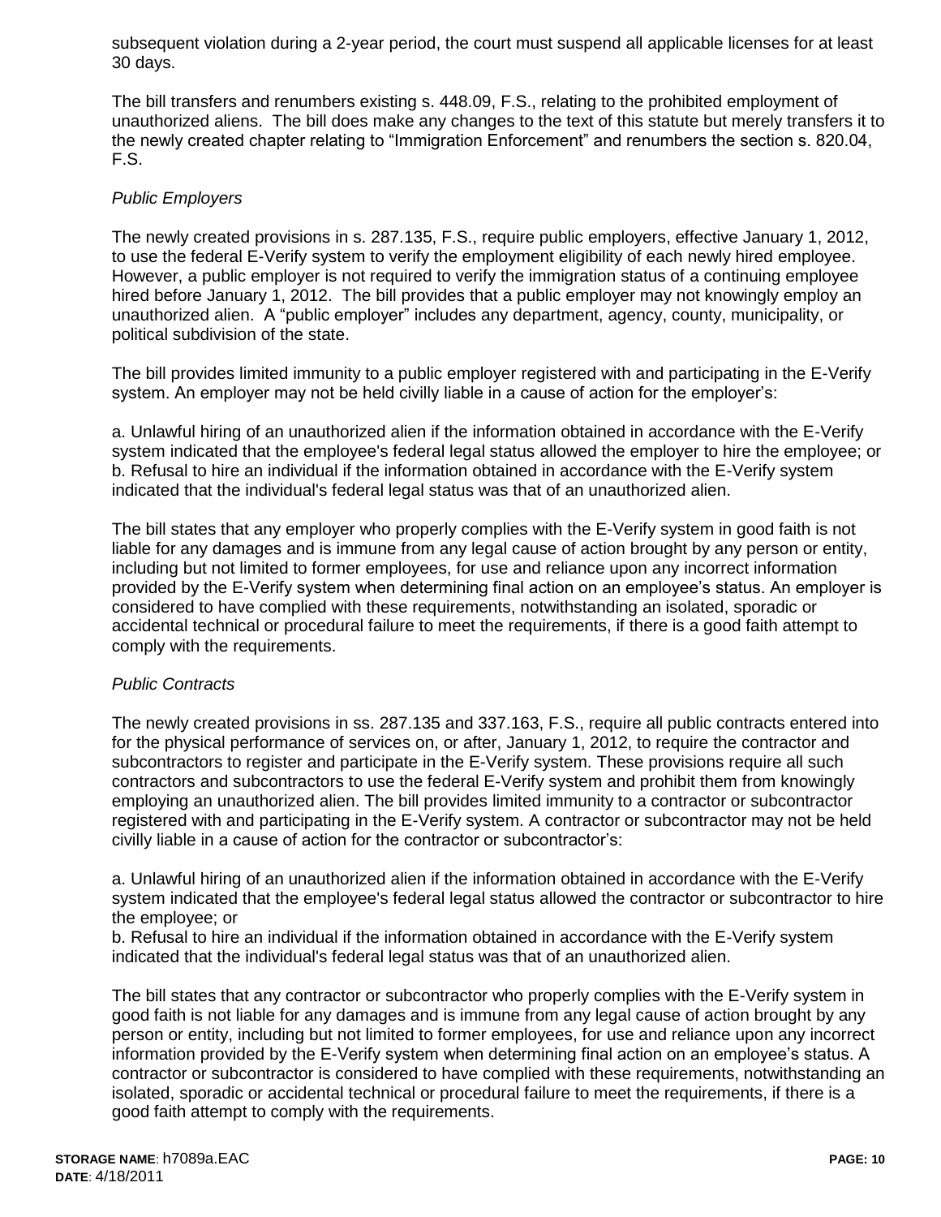subsequent violation during a 2-year period, the court must suspend all applicable licenses for at least 30 days.

The bill transfers and renumbers existing s. 448.09, F.S., relating to the prohibited employment of unauthorized aliens. The bill does make any changes to the text of this statute but merely transfers it to the newly created chapter relating to "Immigration Enforcement" and renumbers the section s. 820.04, F.S.

*Public Employers*

The newly created provisions in s. 287.135, F.S., require public employers, effective January 1, 2012, to use the federal E-Verify system to verify the employment eligibility of each newly hired employee. However, a public employer is not required to verify the immigration status of a continuing employee hired before January 1, 2012. The bill provides that a public employer may not knowingly employ an unauthorized alien. A "public employer" includes any department, agency, county, municipality, or political subdivision of the state.

The bill provides limited immunity to a public employer registered with and participating in the E-Verify system. An employer may not be held civilly liable in a cause of action for the employer's:

a. Unlawful hiring of an unauthorized alien if the information obtained in accordance with the E-Verify system indicated that the employee's federal legal status allowed the employer to hire the employee; or
b. Refusal to hire an individual if the information obtained in accordance with the E-Verify system indicated that the individual's federal legal status was that of an unauthorized alien.

The bill states that any employer who properly complies with the E-Verify system in good faith is not liable for any damages and is immune from any legal cause of action brought by any person or entity, including but not limited to former employees, for use and reliance upon any incorrect information provided by the E-Verify system when determining final action on an employee's status. An employer is considered to have complied with these requirements, notwithstanding an isolated, sporadic or accidental technical or procedural failure to meet the requirements, if there is a good faith attempt to comply with the requirements.

*Public Contracts*

The newly created provisions in ss. 287.135 and 337.163, F.S., require all public contracts entered into for the physical performance of services on, or after, January 1, 2012, to require the contractor and subcontractors to register and participate in the E-Verify system. These provisions require all such contractors and subcontractors to use the federal E-Verify system and prohibit them from knowingly employing an unauthorized alien. The bill provides limited immunity to a contractor or subcontractor registered with and participating in the E-Verify system. A contractor or subcontractor may not be held civilly liable in a cause of action for the contractor or subcontractor's:

a. Unlawful hiring of an unauthorized alien if the information obtained in accordance with the E-Verify system indicated that the employee's federal legal status allowed the contractor or subcontractor to hire the employee; or
b. Refusal to hire an individual if the information obtained in accordance with the E-Verify system indicated that the individual's federal legal status was that of an unauthorized alien.

The bill states that any contractor or subcontractor who properly complies with the E-Verify system in good faith is not liable for any damages and is immune from any legal cause of action brought by any person or entity, including but not limited to former employees, for use and reliance upon any incorrect information provided by the E-Verify system when determining final action on an employee's status. A contractor or subcontractor is considered to have complied with these requirements, notwithstanding an isolated, sporadic or accidental technical or procedural failure to meet the requirements, if there is a good faith attempt to comply with the requirements.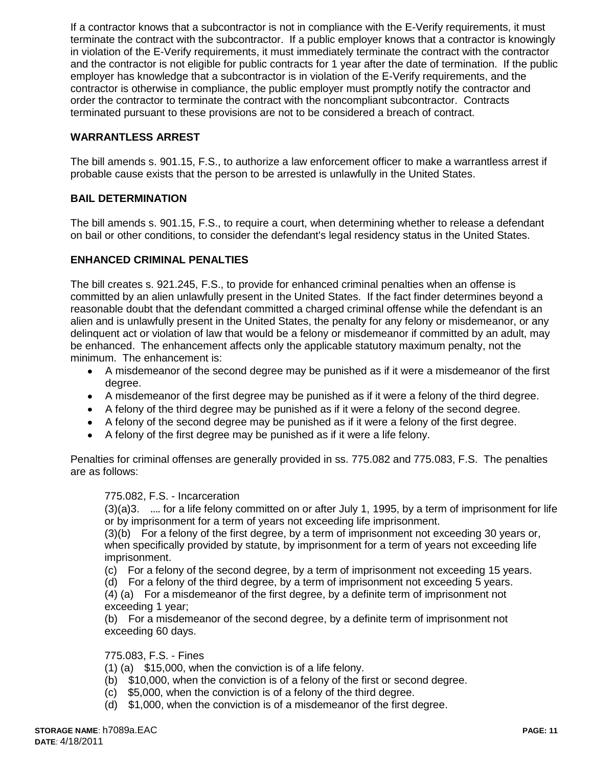If a contractor knows that a subcontractor is not in compliance with the E-Verify requirements, it must terminate the contract with the subcontractor. If a public employer knows that a contractor is knowingly in violation of the E-Verify requirements, it must immediately terminate the contract with the contractor and the contractor is not eligible for public contracts for 1 year after the date of termination. If the public employer has knowledge that a subcontractor is in violation of the E-Verify requirements, and the contractor is otherwise in compliance, the public employer must promptly notify the contractor and order the contractor to terminate the contract with the noncompliant subcontractor. Contracts terminated pursuant to these provisions are not to be considered a breach of contract.

**WARRANTLESS ARREST**

The bill amends s. 901.15, F.S., to authorize a law enforcement officer to make a warrantless arrest if probable cause exists that the person to be arrested is unlawfully in the United States.

**BAIL DETERMINATION**

The bill amends s. 901.15, F.S., to require a court, when determining whether to release a defendant on bail or other conditions, to consider the defendant's legal residency status in the United States.

**ENHANCED CRIMINAL PENALTIES**

The bill creates s. 921.245, F.S., to provide for enhanced criminal penalties when an offense is committed by an alien unlawfully present in the United States. If the fact finder determines beyond a reasonable doubt that the defendant committed a charged criminal offense while the defendant is an alien and is unlawfully present in the United States, the penalty for any felony or misdemeanor, or any delinquent act or violation of law that would be a felony or misdemeanor if committed by an adult, may be enhanced. The enhancement affects only the applicable statutory maximum penalty, not the minimum. The enhancement is:

- A misdemeanor of the second degree may be punished as if it were a misdemeanor of the first degree.
- A misdemeanor of the first degree may be punished as if it were a felony of the third degree.
- A felony of the third degree may be punished as if it were a felony of the second degree.
- A felony of the second degree may be punished as if it were a felony of the first degree.
- A felony of the first degree may be punished as if it were a life felony.

Penalties for criminal offenses are generally provided in ss. 775.082 and 775.083, F.S. The penalties are as follows:

> 775.082, F.S. - Incarceration
>
> (3)(a)3. .... for a life felony committed on or after July 1, 1995, by a term of imprisonment for life or by imprisonment for a term of years not exceeding life imprisonment.
>
> (3)(b) For a felony of the first degree, by a term of imprisonment not exceeding 30 years or, when specifically provided by statute, by imprisonment for a term of years not exceeding life imprisonment.
>
> (c) For a felony of the second degree, by a term of imprisonment not exceeding 15 years.
>
> (d) For a felony of the third degree, by a term of imprisonment not exceeding 5 years.
>
> (4) (a) For a misdemeanor of the first degree, by a definite term of imprisonment not exceeding 1 year;
>
> (b) For a misdemeanor of the second degree, by a definite term of imprisonment not exceeding 60 days.
>
> 775.083, F.S. - Fines
>
> (1) (a) $15,000, when the conviction is of a life felony.
>
> (b) $10,000, when the conviction is of a felony of the first or second degree.
>
> (c) $5,000, when the conviction is of a felony of the third degree.
>
> (d) $1,000, when the conviction is of a misdemeanor of the first degree.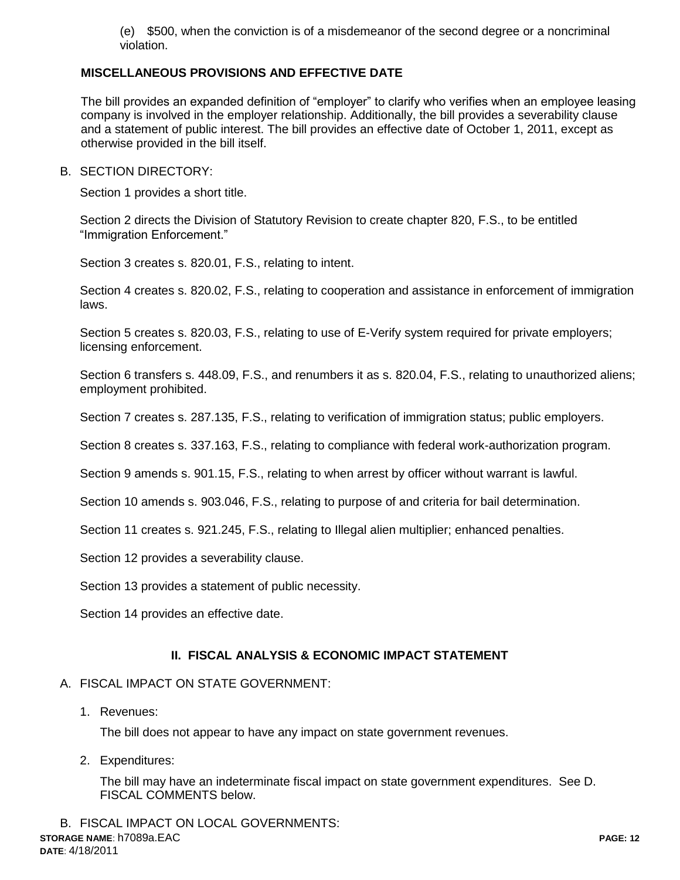(e) $500, when the conviction is of a misdemeanor of the second degree or a noncriminal violation.

**MISCELLANEOUS PROVISIONS AND EFFECTIVE DATE**

The bill provides an expanded definition of "employer" to clarify who verifies when an employee leasing company is involved in the employer relationship. Additionally, the bill provides a severability clause and a statement of public interest. The bill provides an effective date of October 1, 2011, except as otherwise provided in the bill itself.

B. SECTION DIRECTORY:

Section 1 provides a short title.

Section 2 directs the Division of Statutory Revision to create chapter 820, F.S., to be entitled "Immigration Enforcement."

Section 3 creates s. 820.01, F.S., relating to intent.

Section 4 creates s. 820.02, F.S., relating to cooperation and assistance in enforcement of immigration laws.

Section 5 creates s. 820.03, F.S., relating to use of E-Verify system required for private employers; licensing enforcement.

Section 6 transfers s. 448.09, F.S., and renumbers it as s. 820.04, F.S., relating to unauthorized aliens; employment prohibited.

Section 7 creates s. 287.135, F.S., relating to verification of immigration status; public employers.

Section 8 creates s. 337.163, F.S., relating to compliance with federal work-authorization program.

Section 9 amends s. 901.15, F.S., relating to when arrest by officer without warrant is lawful.

Section 10 amends s. 903.046, F.S., relating to purpose of and criteria for bail determination.

Section 11 creates s. 921.245, F.S., relating to Illegal alien multiplier; enhanced penalties.

Section 12 provides a severability clause.

Section 13 provides a statement of public necessity.

Section 14 provides an effective date.

## II. FISCAL ANALYSIS & ECONOMIC IMPACT STATEMENT

A. FISCAL IMPACT ON STATE GOVERNMENT:

1. Revenues:

   The bill does not appear to have any impact on state government revenues.

2. Expenditures:

   The bill may have an indeterminate fiscal impact on state government expenditures. See D. FISCAL COMMENTS below.

B. FISCAL IMPACT ON LOCAL GOVERNMENTS: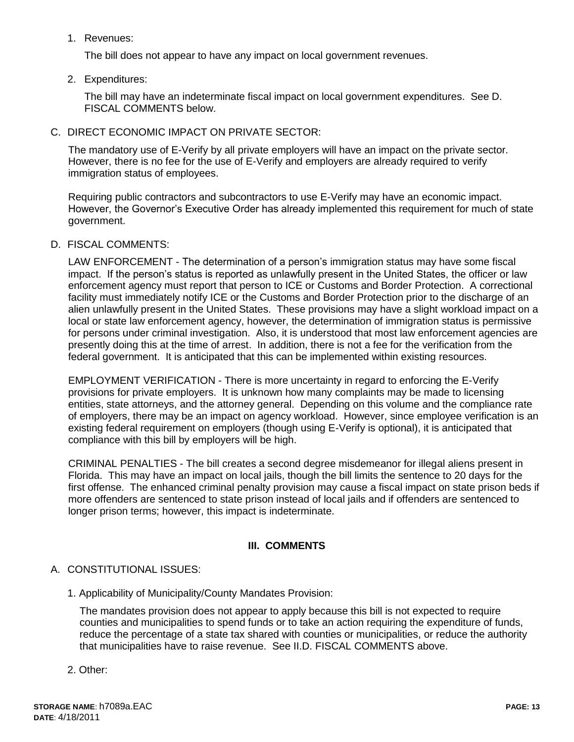1. Revenues:

   The bill does not appear to have any impact on local government revenues.

2. Expenditures:

   The bill may have an indeterminate fiscal impact on local government expenditures. See D. FISCAL COMMENTS below.

C. DIRECT ECONOMIC IMPACT ON PRIVATE SECTOR:

The mandatory use of E-Verify by all private employers will have an impact on the private sector. However, there is no fee for the use of E-Verify and employers are already required to verify immigration status of employees.

Requiring public contractors and subcontractors to use E-Verify may have an economic impact. However, the Governor's Executive Order has already implemented this requirement for much of state government.

D. FISCAL COMMENTS:

LAW ENFORCEMENT - The determination of a person's immigration status may have some fiscal impact. If the person's status is reported as unlawfully present in the United States, the officer or law enforcement agency must report that person to ICE or Customs and Border Protection. A correctional facility must immediately notify ICE or the Customs and Border Protection prior to the discharge of an alien unlawfully present in the United States. These provisions may have a slight workload impact on a local or state law enforcement agency, however, the determination of immigration status is permissive for persons under criminal investigation. Also, it is understood that most law enforcement agencies are presently doing this at the time of arrest. In addition, there is not a fee for the verification from the federal government. It is anticipated that this can be implemented within existing resources.

EMPLOYMENT VERIFICATION - There is more uncertainty in regard to enforcing the E-Verify provisions for private employers. It is unknown how many complaints may be made to licensing entities, state attorneys, and the attorney general. Depending on this volume and the compliance rate of employers, there may be an impact on agency workload. However, since employee verification is an existing federal requirement on employers (though using E-Verify is optional), it is anticipated that compliance with this bill by employers will be high.

CRIMINAL PENALTIES - The bill creates a second degree misdemeanor for illegal aliens present in Florida. This may have an impact on local jails, though the bill limits the sentence to 20 days for the first offense. The enhanced criminal penalty provision may cause a fiscal impact on state prison beds if more offenders are sentenced to state prison instead of local jails and if offenders are sentenced to longer prison terms; however, this impact is indeterminate.

## III. COMMENTS

A. CONSTITUTIONAL ISSUES:

1. Applicability of Municipality/County Mandates Provision:

   The mandates provision does not appear to apply because this bill is not expected to require counties and municipalities to spend funds or to take an action requiring the expenditure of funds, reduce the percentage of a state tax shared with counties or municipalities, or reduce the authority that municipalities have to raise revenue. See II.D. FISCAL COMMENTS above.

2. Other: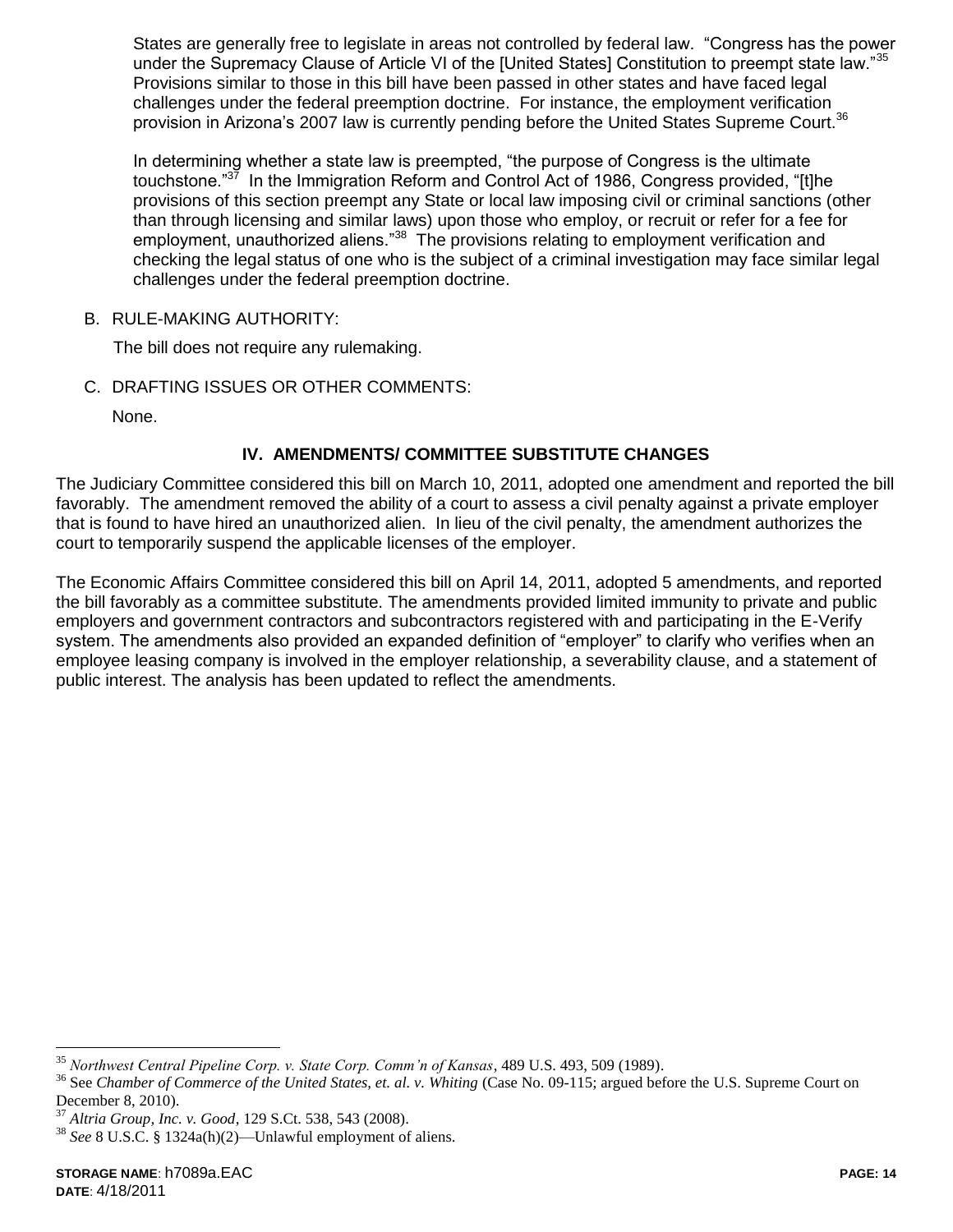States are generally free to legislate in areas not controlled by federal law. "Congress has the power under the Supremacy Clause of Article VI of the [United States] Constitution to preempt state law."[35] Provisions similar to those in this bill have been passed in other states and have faced legal challenges under the federal preemption doctrine. For instance, the employment verification provision in Arizona's 2007 law is currently pending before the United States Supreme Court.[36]

In determining whether a state law is preempted, "the purpose of Congress is the ultimate touchstone."[37] In the Immigration Reform and Control Act of 1986, Congress provided, "[t]he provisions of this section preempt any State or local law imposing civil or criminal sanctions (other than through licensing and similar laws) upon those who employ, or recruit or refer for a fee for employment, unauthorized aliens."[38] The provisions relating to employment verification and checking the legal status of one who is the subject of a criminal investigation may face similar legal challenges under the federal preemption doctrine.

B. RULE-MAKING AUTHORITY:

The bill does not require any rulemaking.

C. DRAFTING ISSUES OR OTHER COMMENTS:

None.

## IV. AMENDMENTS/ COMMITTEE SUBSTITUTE CHANGES

The Judiciary Committee considered this bill on March 10, 2011, adopted one amendment and reported the bill favorably. The amendment removed the ability of a court to assess a civil penalty against a private employer that is found to have hired an unauthorized alien. In lieu of the civil penalty, the amendment authorizes the court to temporarily suspend the applicable licenses of the employer.

The Economic Affairs Committee considered this bill on April 14, 2011, adopted 5 amendments, and reported the bill favorably as a committee substitute. The amendments provided limited immunity to private and public employers and government contractors and subcontractors registered with and participating in the E-Verify system. The amendments also provided an expanded definition of "employer" to clarify who verifies when an employee leasing company is involved in the employer relationship, a severability clause, and a statement of public interest. The analysis has been updated to reflect the amendments.

---

[35] *Northwest Central Pipeline Corp. v. State Corp. Comm'n of Kansas*, 489 U.S. 493, 509 (1989).

[36] See *Chamber of Commerce of the United States, et. al. v. Whiting* (Case No. 09-115; argued before the U.S. Supreme Court on December 8, 2010).

[37] *Altria Group, Inc. v. Good*, 129 S.Ct. 538, 543 (2008).

[38] *See* 8 U.S.C. § 1324a(h)(2)—Unlawful employment of aliens.